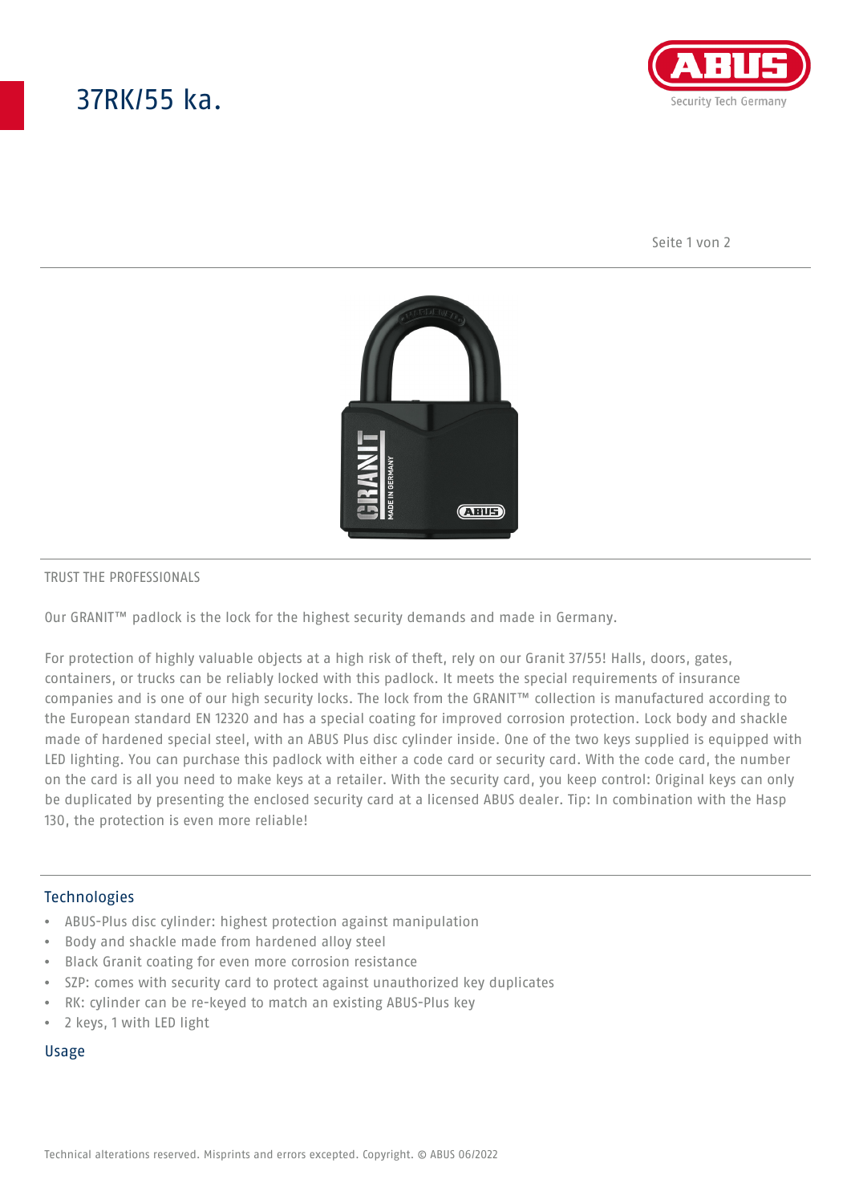# 37RK/55 ka.

TRUST THE PROFESSIONALS

Our GRANIT™ padlock is the lock for the highest security demands and made in Germany.

For protection of highly valuable objects at a high risk of theft, rely on our Granit 37/55! Halls, doors, gates, containers, or trucks can be reliably locked with this padlock. It meets the special requirements of insurance companies and is one of our high security locks. The lock from the GRANIT™ collection is manufactured according to the European standard EN 12320 and has a special coating for improved corrosion protection. Lock body and shackle made of hardened special steel, with an ABUS Plus disc cylinder inside. One of the two keys supplied is equipped with LED lighting. You can purchase this padlock with either a code card or security card. With the code card, the number on the card is all you need to make keys at a retailer. With the security card, you keep control: Original keys can only be duplicated by presenting the enclosed security card at a licensed ABUS dealer. Tip: In combination with the Hasp 130, the protection is even more reliable!

## Technologies

- ABUS-Plus disc cylinder: highest protection against manipulation
- Body and shackle made from hardened alloy steel
- Black Granit coating for even more corrosion resistance
- SZP: comes with security card to protect against unauthorized key duplicates
- RK: cylinder can be re-keyed to match an existing ABUS-Plus key
- 2 keys, 1 with LED light

## Usage

Technical alterations reserved. Misprints and errors excepted. Copyright. © ABUS 06/2022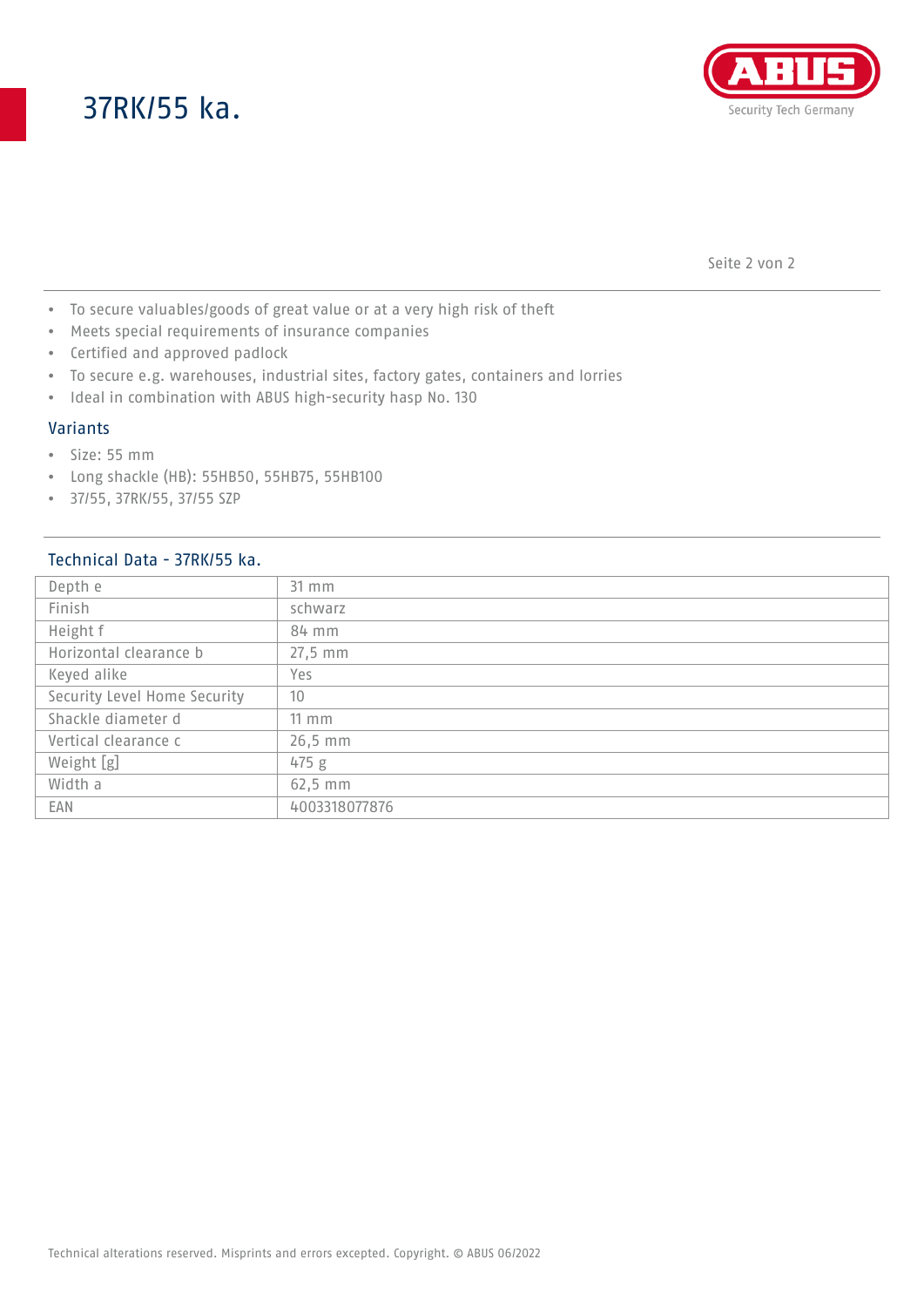# 37RK/55 ka.

- To secure valuables/goods of great value or at a very high risk of theft
- Meets special requirements of insurance companies
- Certified and approved padlock
- To secure e.g. warehouses, industrial sites, factory gates, containers and lorries
- Ideal in combination with ABUS high-security hasp No. 130

## Variants

- Size: 55 mm
- Long shackle (HB): 55HB50, 55HB75, 55HB100
- 37/55, 37RK/55, 37/55 SZP

## Technical Data - 37RK/55 ka.

| | |
|---|---|
| Depth e | 31 mm |
| Finish | schwarz |
| Height f | 84 mm |
| Horizontal clearance b | 27,5 mm |
| Keyed alike | Yes |
| Security Level Home Security | 10 |
| Shackle diameter d | 11 mm |
| Vertical clearance c | 26,5 mm |
| Weight [g] | 475 g |
| Width a | 62,5 mm |
| EAN | 4003318077876 |

Technical alterations reserved. Misprints and errors excepted. Copyright. © ABUS 06/2022